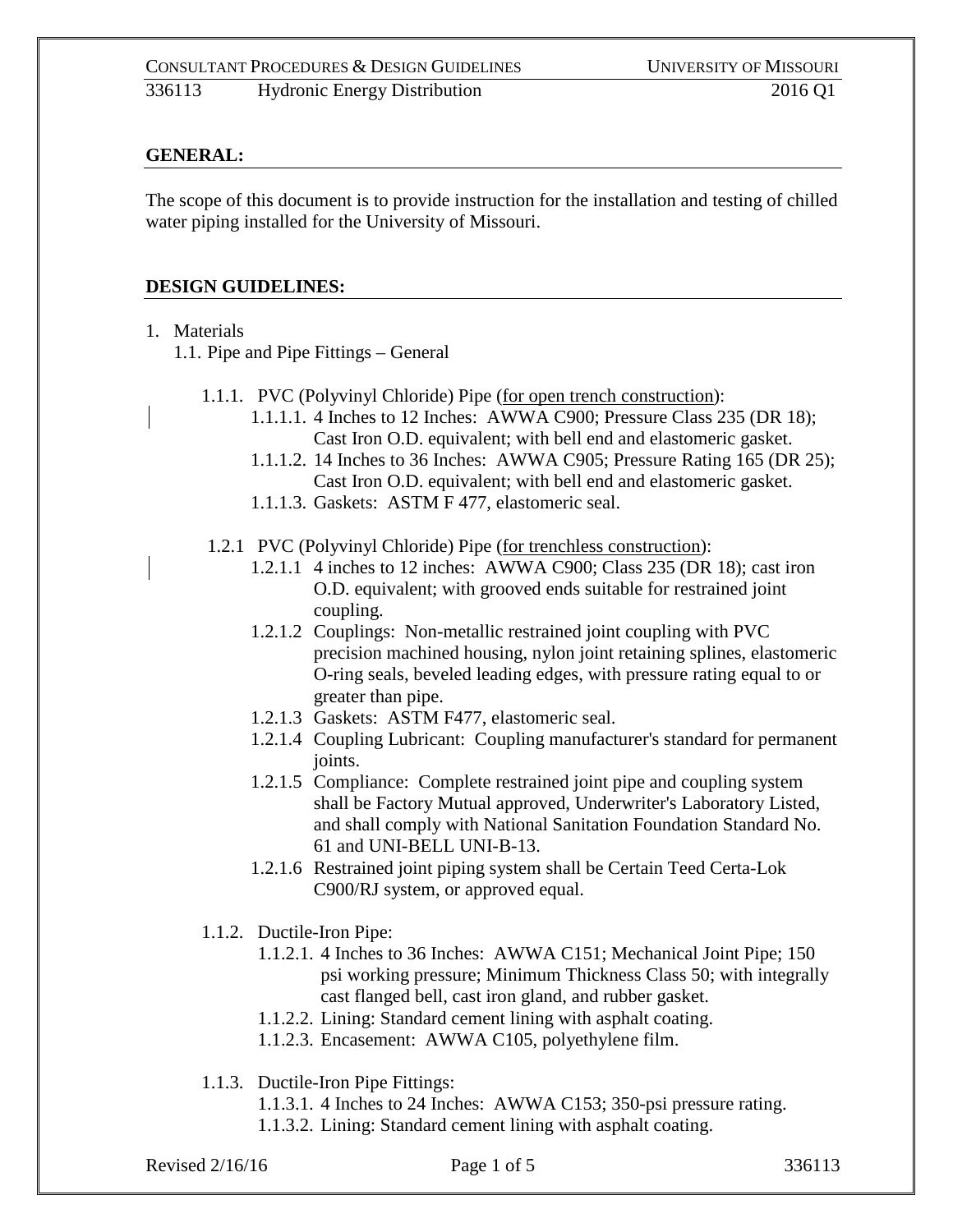## GENERAL:

The scope of this document is to provide instruction for the installation and testing of chilled water piping installed for the University of Missouri.

## DESIGN GUIDELINES:

1. Materials
   1.1. Pipe and Pipe Fittings – General

      1.1.1. PVC (Polyvinyl Chloride) Pipe (<u>for open trench construction</u>):
         1.1.1.1. 4 Inches to 12 Inches: AWWA C900; Pressure Class 235 (DR 18); Cast Iron O.D. equivalent; with bell end and elastomeric gasket.
         1.1.1.2. 14 Inches to 36 Inches: AWWA C905; Pressure Rating 165 (DR 25); Cast Iron O.D. equivalent; with bell end and elastomeric gasket.
         1.1.1.3. Gaskets: ASTM F 477, elastomeric seal.

      1.2.1 PVC (Polyvinyl Chloride) Pipe (<u>for trenchless construction</u>):
         1.2.1.1 4 inches to 12 inches: AWWA C900; Class 235 (DR 18); cast iron O.D. equivalent; with grooved ends suitable for restrained joint coupling.
         1.2.1.2 Couplings: Non-metallic restrained joint coupling with PVC precision machined housing, nylon joint retaining splines, elastomeric O-ring seals, beveled leading edges, with pressure rating equal to or greater than pipe.
         1.2.1.3 Gaskets: ASTM F477, elastomeric seal.
         1.2.1.4 Coupling Lubricant: Coupling manufacturer's standard for permanent joints.
         1.2.1.5 Compliance: Complete restrained joint pipe and coupling system shall be Factory Mutual approved, Underwriter's Laboratory Listed, and shall comply with National Sanitation Foundation Standard No. 61 and UNI-BELL UNI-B-13.
         1.2.1.6 Restrained joint piping system shall be Certain Teed Certa-Lok C900/RJ system, or approved equal.

      1.1.2. Ductile-Iron Pipe:
         1.1.2.1. 4 Inches to 36 Inches: AWWA C151; Mechanical Joint Pipe; 150 psi working pressure; Minimum Thickness Class 50; with integrally cast flanged bell, cast iron gland, and rubber gasket.
         1.1.2.2. Lining: Standard cement lining with asphalt coating.
         1.1.2.3. Encasement: AWWA C105, polyethylene film.

      1.1.3. Ductile-Iron Pipe Fittings:
         1.1.3.1. 4 Inches to 24 Inches: AWWA C153; 350-psi pressure rating.
         1.1.3.2. Lining: Standard cement lining with asphalt coating.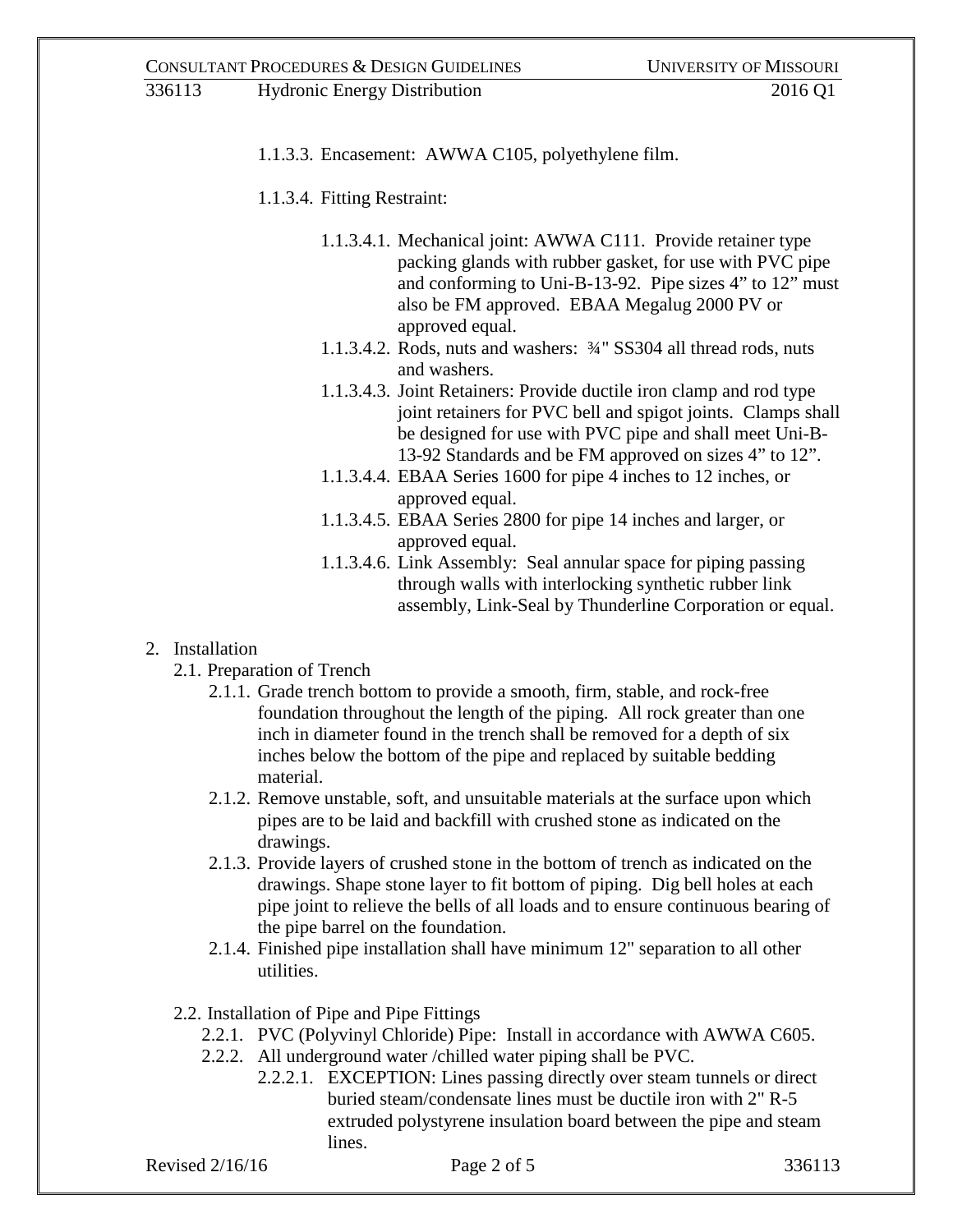1.1.3.3. Encasement: AWWA C105, polyethylene film.

1.1.3.4. Fitting Restraint:

1.1.3.4.1. Mechanical joint: AWWA C111. Provide retainer type packing glands with rubber gasket, for use with PVC pipe and conforming to Uni-B-13-92. Pipe sizes 4" to 12" must also be FM approved. EBAA Megalug 2000 PV or approved equal.

1.1.3.4.2. Rods, nuts and washers: ¾" SS304 all thread rods, nuts and washers.

1.1.3.4.3. Joint Retainers: Provide ductile iron clamp and rod type joint retainers for PVC bell and spigot joints. Clamps shall be designed for use with PVC pipe and shall meet Uni-B-13-92 Standards and be FM approved on sizes 4" to 12".

1.1.3.4.4. EBAA Series 1600 for pipe 4 inches to 12 inches, or approved equal.

1.1.3.4.5. EBAA Series 2800 for pipe 14 inches and larger, or approved equal.

1.1.3.4.6. Link Assembly: Seal annular space for piping passing through walls with interlocking synthetic rubber link assembly, Link-Seal by Thunderline Corporation or equal.

2. Installation

2.1. Preparation of Trench

2.1.1. Grade trench bottom to provide a smooth, firm, stable, and rock-free foundation throughout the length of the piping. All rock greater than one inch in diameter found in the trench shall be removed for a depth of six inches below the bottom of the pipe and replaced by suitable bedding material.

2.1.2. Remove unstable, soft, and unsuitable materials at the surface upon which pipes are to be laid and backfill with crushed stone as indicated on the drawings.

2.1.3. Provide layers of crushed stone in the bottom of trench as indicated on the drawings. Shape stone layer to fit bottom of piping. Dig bell holes at each pipe joint to relieve the bells of all loads and to ensure continuous bearing of the pipe barrel on the foundation.

2.1.4. Finished pipe installation shall have minimum 12" separation to all other utilities.

2.2. Installation of Pipe and Pipe Fittings

2.2.1. PVC (Polyvinyl Chloride) Pipe: Install in accordance with AWWA C605.

2.2.2. All underground water /chilled water piping shall be PVC.

2.2.2.1. EXCEPTION: Lines passing directly over steam tunnels or direct buried steam/condensate lines must be ductile iron with 2" R-5 extruded polystyrene insulation board between the pipe and steam lines.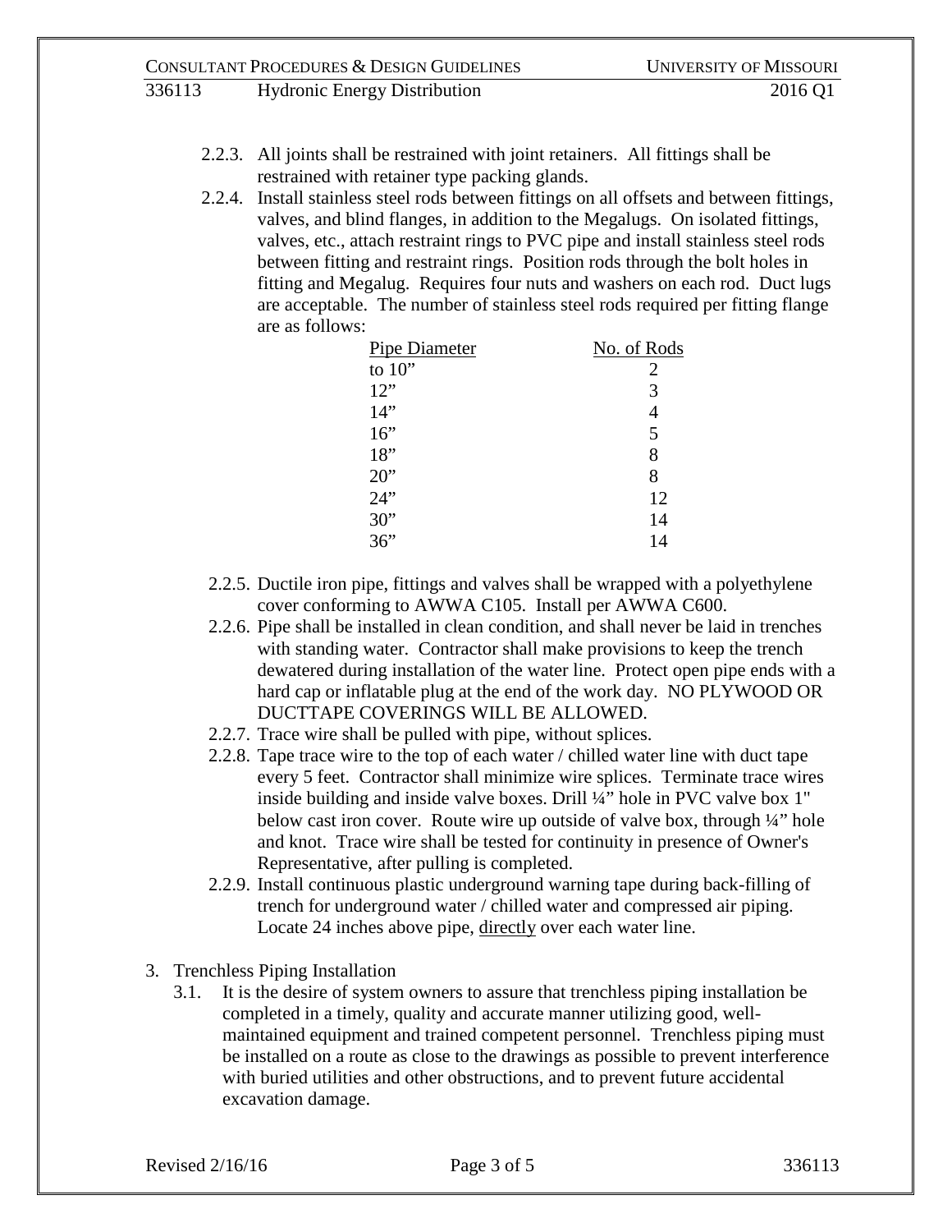2.2.3. All joints shall be restrained with joint retainers. All fittings shall be restrained with retainer type packing glands.

2.2.4. Install stainless steel rods between fittings on all offsets and between fittings, valves, and blind flanges, in addition to the Megalugs. On isolated fittings, valves, etc., attach restraint rings to PVC pipe and install stainless steel rods between fitting and restraint rings. Position rods through the bolt holes in fitting and Megalug. Requires four nuts and washers on each rod. Duct lugs are acceptable. The number of stainless steel rods required per fitting flange are as follows:

| Pipe Diameter | No. of Rods |
|---|---|
| to 10" | 2 |
| 12" | 3 |
| 14" | 4 |
| 16" | 5 |
| 18" | 8 |
| 20" | 8 |
| 24" | 12 |
| 30" | 14 |
| 36" | 14 |

2.2.5. Ductile iron pipe, fittings and valves shall be wrapped with a polyethylene cover conforming to AWWA C105. Install per AWWA C600.

2.2.6. Pipe shall be installed in clean condition, and shall never be laid in trenches with standing water. Contractor shall make provisions to keep the trench dewatered during installation of the water line. Protect open pipe ends with a hard cap or inflatable plug at the end of the work day. NO PLYWOOD OR DUCTTAPE COVERINGS WILL BE ALLOWED.

2.2.7. Trace wire shall be pulled with pipe, without splices.

2.2.8. Tape trace wire to the top of each water / chilled water line with duct tape every 5 feet. Contractor shall minimize wire splices. Terminate trace wires inside building and inside valve boxes. Drill ¼" hole in PVC valve box 1" below cast iron cover. Route wire up outside of valve box, through ¼" hole and knot. Trace wire shall be tested for continuity in presence of Owner's Representative, after pulling is completed.

2.2.9. Install continuous plastic underground warning tape during back-filling of trench for underground water / chilled water and compressed air piping. Locate 24 inches above pipe, <u>directly</u> over each water line.

3. Trenchless Piping Installation

3.1. It is the desire of system owners to assure that trenchless piping installation be completed in a timely, quality and accurate manner utilizing good, well-maintained equipment and trained competent personnel. Trenchless piping must be installed on a route as close to the drawings as possible to prevent interference with buried utilities and other obstructions, and to prevent future accidental excavation damage.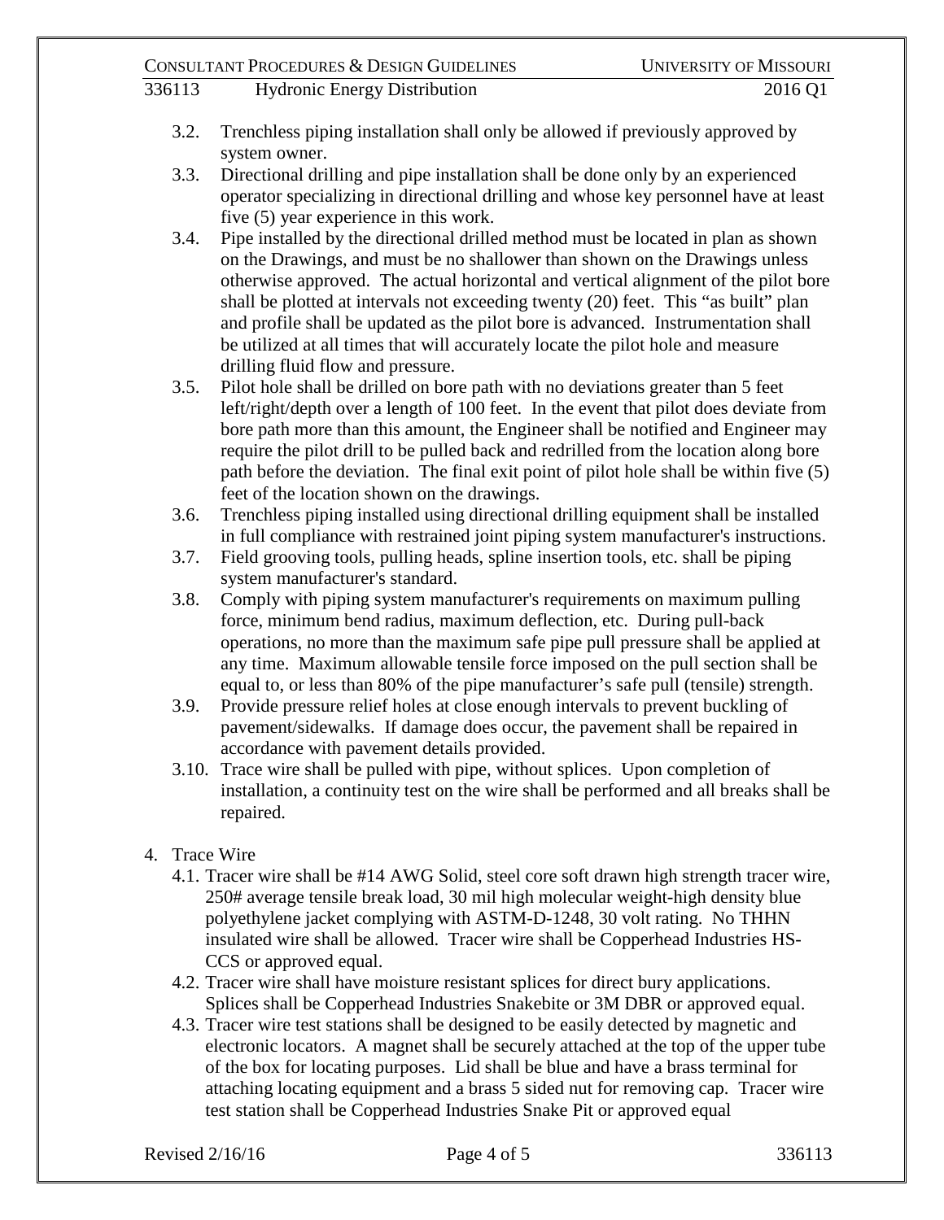3.2. Trenchless piping installation shall only be allowed if previously approved by system owner.

3.3. Directional drilling and pipe installation shall be done only by an experienced operator specializing in directional drilling and whose key personnel have at least five (5) year experience in this work.

3.4. Pipe installed by the directional drilled method must be located in plan as shown on the Drawings, and must be no shallower than shown on the Drawings unless otherwise approved. The actual horizontal and vertical alignment of the pilot bore shall be plotted at intervals not exceeding twenty (20) feet. This "as built" plan and profile shall be updated as the pilot bore is advanced. Instrumentation shall be utilized at all times that will accurately locate the pilot hole and measure drilling fluid flow and pressure.

3.5. Pilot hole shall be drilled on bore path with no deviations greater than 5 feet left/right/depth over a length of 100 feet. In the event that pilot does deviate from bore path more than this amount, the Engineer shall be notified and Engineer may require the pilot drill to be pulled back and redrilled from the location along bore path before the deviation. The final exit point of pilot hole shall be within five (5) feet of the location shown on the drawings.

3.6. Trenchless piping installed using directional drilling equipment shall be installed in full compliance with restrained joint piping system manufacturer's instructions.

3.7. Field grooving tools, pulling heads, spline insertion tools, etc. shall be piping system manufacturer's standard.

3.8. Comply with piping system manufacturer's requirements on maximum pulling force, minimum bend radius, maximum deflection, etc. During pull-back operations, no more than the maximum safe pipe pull pressure shall be applied at any time. Maximum allowable tensile force imposed on the pull section shall be equal to, or less than 80% of the pipe manufacturer's safe pull (tensile) strength.

3.9. Provide pressure relief holes at close enough intervals to prevent buckling of pavement/sidewalks. If damage does occur, the pavement shall be repaired in accordance with pavement details provided.

3.10. Trace wire shall be pulled with pipe, without splices. Upon completion of installation, a continuity test on the wire shall be performed and all breaks shall be repaired.

4. Trace Wire

4.1. Tracer wire shall be #14 AWG Solid, steel core soft drawn high strength tracer wire, 250# average tensile break load, 30 mil high molecular weight-high density blue polyethylene jacket complying with ASTM-D-1248, 30 volt rating. No THHN insulated wire shall be allowed. Tracer wire shall be Copperhead Industries HS-CCS or approved equal.

4.2. Tracer wire shall have moisture resistant splices for direct bury applications. Splices shall be Copperhead Industries Snakebite or 3M DBR or approved equal.

4.3. Tracer wire test stations shall be designed to be easily detected by magnetic and electronic locators. A magnet shall be securely attached at the top of the upper tube of the box for locating purposes. Lid shall be blue and have a brass terminal for attaching locating equipment and a brass 5 sided nut for removing cap. Tracer wire test station shall be Copperhead Industries Snake Pit or approved equal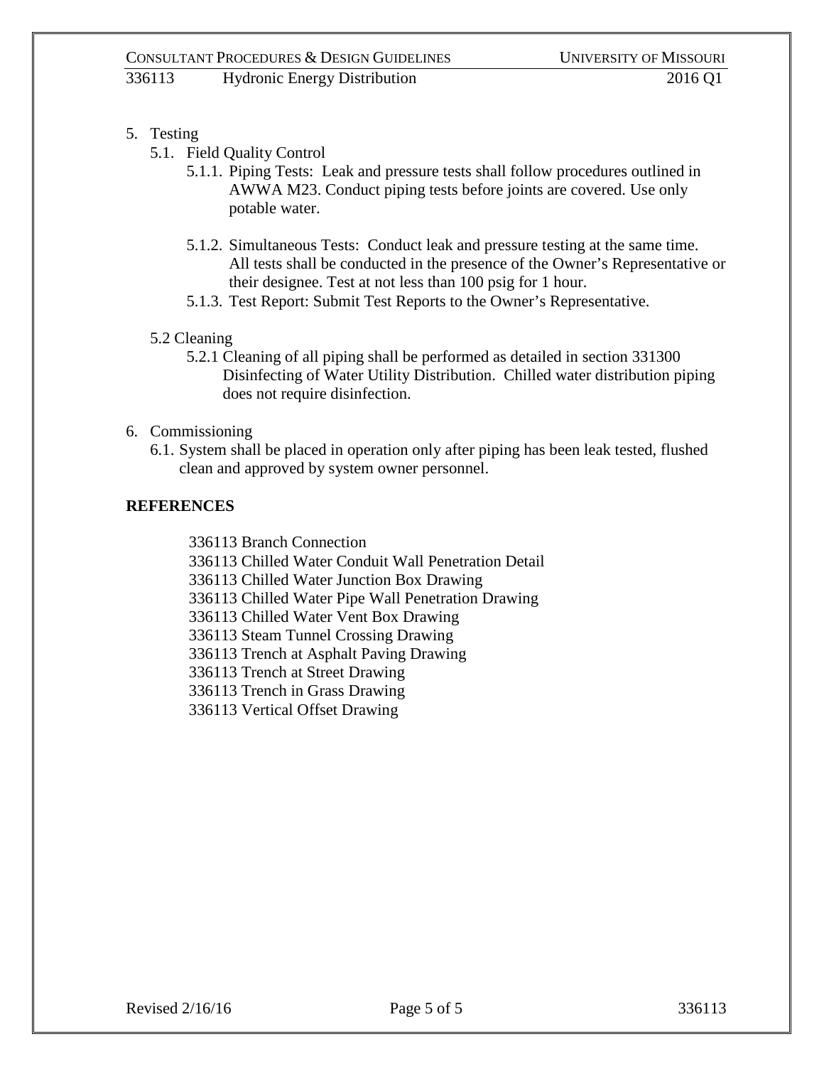5. Testing
   - 5.1. Field Quality Control
     - 5.1.1. Piping Tests: Leak and pressure tests shall follow procedures outlined in AWWA M23. Conduct piping tests before joints are covered. Use only potable water.
     - 5.1.2. Simultaneous Tests: Conduct leak and pressure testing at the same time. All tests shall be conducted in the presence of the Owner's Representative or their designee. Test at not less than 100 psig for 1 hour.
     - 5.1.3. Test Report: Submit Test Reports to the Owner's Representative.
   - 5.2 Cleaning
     - 5.2.1 Cleaning of all piping shall be performed as detailed in section 331300 Disinfecting of Water Utility Distribution. Chilled water distribution piping does not require disinfection.
6. Commissioning
   - 6.1. System shall be placed in operation only after piping has been leak tested, flushed clean and approved by system owner personnel.

**REFERENCES**

336113 Branch Connection
336113 Chilled Water Conduit Wall Penetration Detail
336113 Chilled Water Junction Box Drawing
336113 Chilled Water Pipe Wall Penetration Drawing
336113 Chilled Water Vent Box Drawing
336113 Steam Tunnel Crossing Drawing
336113 Trench at Asphalt Paving Drawing
336113 Trench at Street Drawing
336113 Trench in Grass Drawing
336113 Vertical Offset Drawing